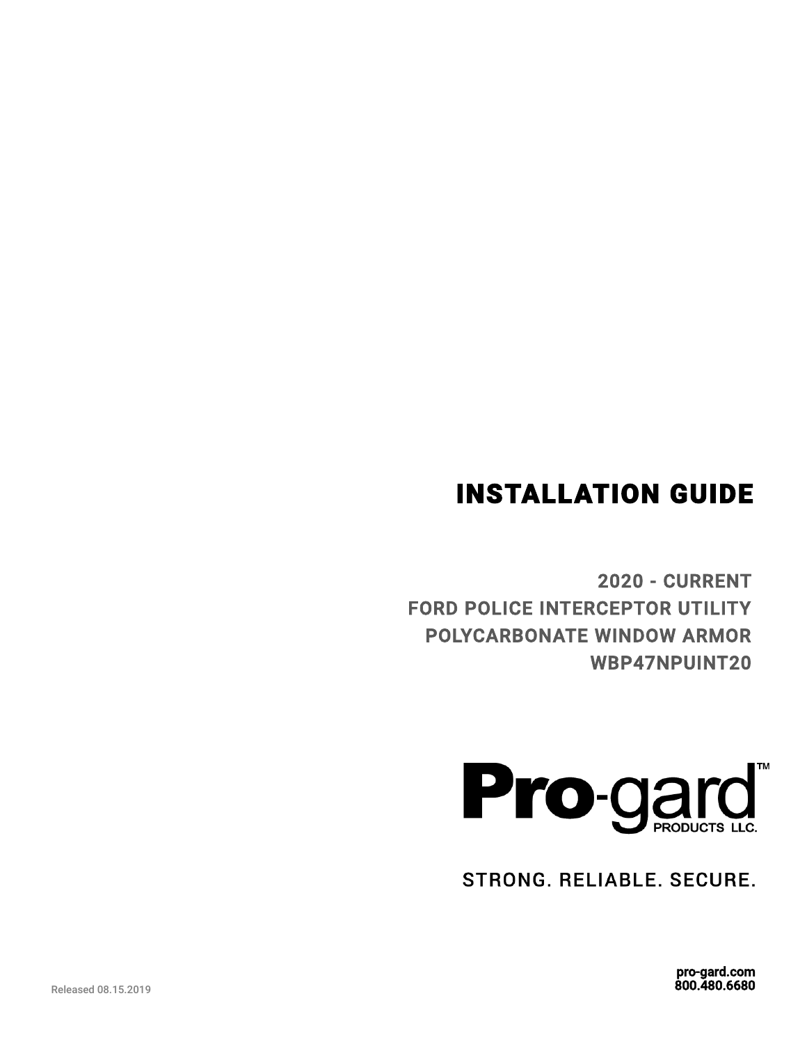# INSTALLATION GUIDE

## 2020 - CURRENT
## FORD POLICE INTERCEPTOR UTILITY
## POLYCARBONATE WINDOW ARMOR
## WBP47NPUINT20

**Pro-gard™**
PRODUCTS LLC.

STRONG. RELIABLE. SECURE.

Released 08.15.2019

**pro-gard.com**
**800.480.6680**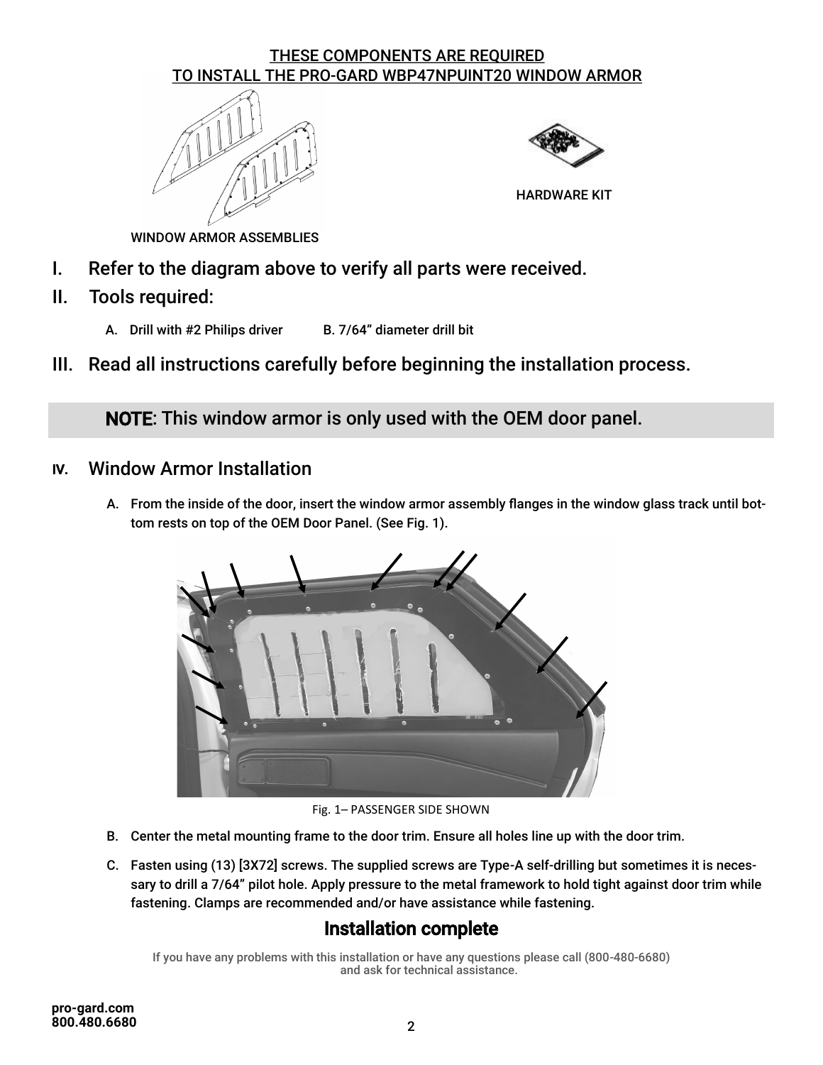THESE COMPONENTS ARE REQUIRED
TO INSTALL THE PRO-GARD WBP47NPUINT20 WINDOW ARMOR

HARDWARE KIT

WINDOW ARMOR ASSEMBLIES

## I. Refer to the diagram above to verify all parts were received.

## II. Tools required:

A. Drill with #2 Philips driver B. 7/64” diameter drill bit

## III. Read all instructions carefully before beginning the installation process.

**NOTE**: This window armor is only used with the OEM door panel.

## IV. Window Armor Installation

A. From the inside of the door, insert the window armor assembly flanges in the window glass track until bottom rests on top of the OEM Door Panel. (See Fig. 1).

Fig. 1– PASSENGER SIDE SHOWN

B. Center the metal mounting frame to the door trim. Ensure all holes line up with the door trim.

C. Fasten using (13) [3X72] screws. The supplied screws are Type-A self-drilling but sometimes it is necessary to drill a 7/64” pilot hole. Apply pressure to the metal framework to hold tight against door trim while fastening. Clamps are recommended and/or have assistance while fastening.

## Installation complete

If you have any problems with this installation or have any questions please call (800-480-6680) and ask for technical assistance.

pro-gard.com
800.480.6680